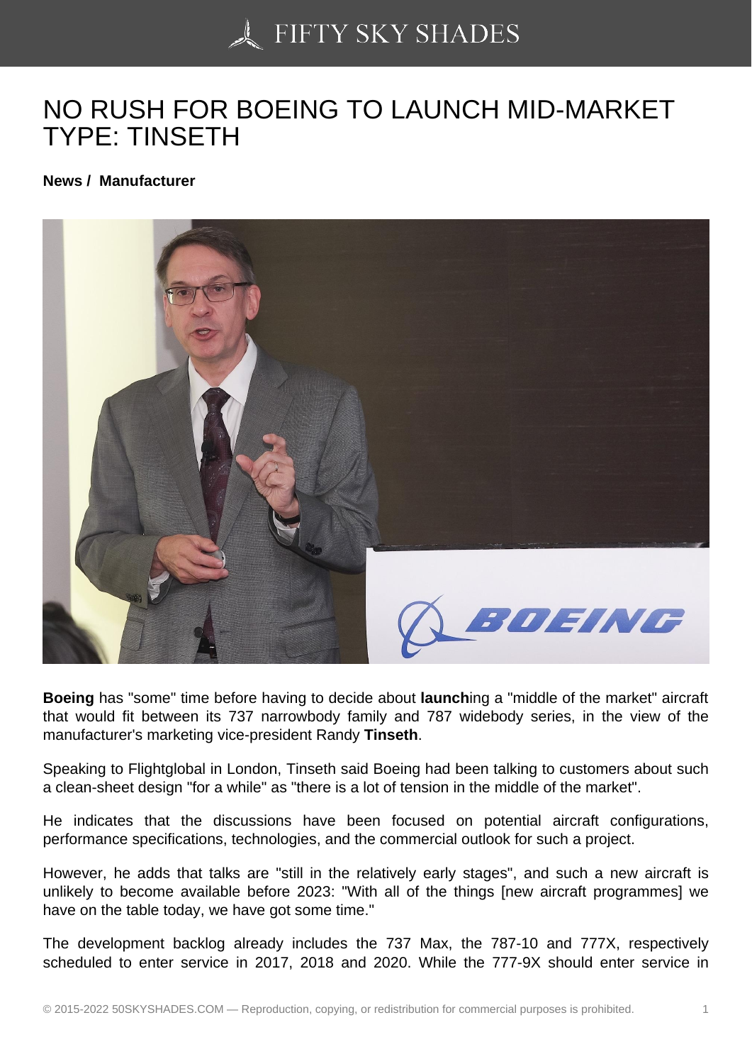# NO RUSH FOR BOEING TO LAUNCH MID-MARKET TYPE: TINSETH

**News / Manufacturer**

**Boeing** has "some" time before having to decide about **launch**ing a "middle of the market" aircraft that would fit between its 737 narrowbody family and 787 widebody series, in the view of the manufacturer's marketing vice-president Randy **Tinseth**.

Speaking to Flightglobal in London, Tinseth said Boeing had been talking to customers about such a clean-sheet design "for a while" as "there is a lot of tension in the middle of the market".

He indicates that the discussions have been focused on potential aircraft configurations, performance specifications, technologies, and the commercial outlook for such a project.

However, he adds that talks are "still in the relatively early stages", and such a new aircraft is unlikely to become available before 2023: "With all of the things [new aircraft programmes] we have on the table today, we have got some time."

The development backlog already includes the 737 Max, the 787-10 and 777X, respectively scheduled to enter service in 2017, 2018 and 2020. While the 777-9X should enter service in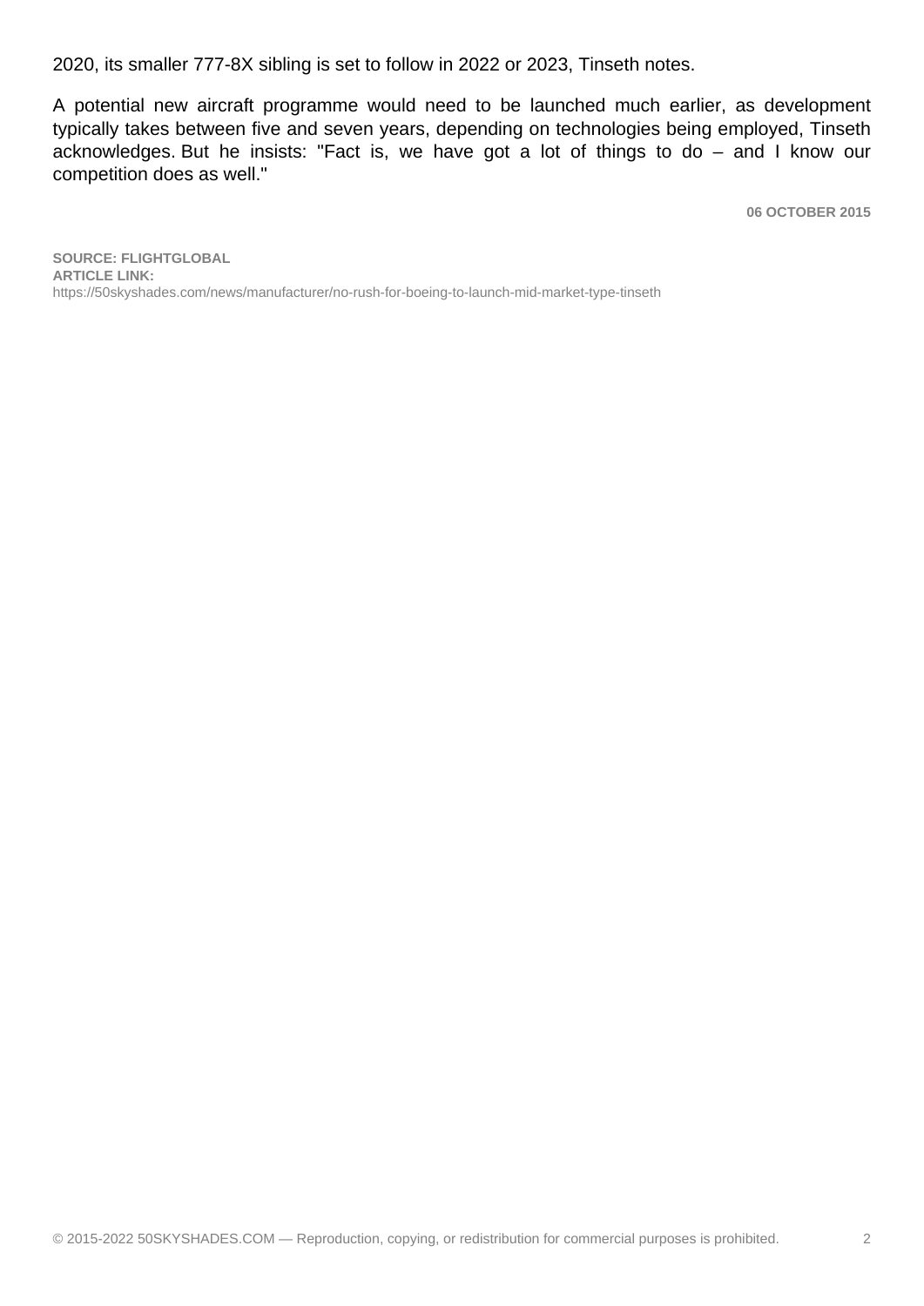2020, its smaller 777-8X sibling is set to follow in 2022 or 2023, Tinseth notes.

A potential new aircraft programme would need to be launched much earlier, as development typically takes between five and seven years, depending on technologies being employed, Tinseth acknowledges. But he insists: "Fact is, we have got a lot of things to do – and I know our competition does as well."

**06 OCTOBER 2015**

**SOURCE: FLIGHTGLOBAL**
**ARTICLE LINK:**
https://50skyshades.com/news/manufacturer/no-rush-for-boeing-to-launch-mid-market-type-tinseth